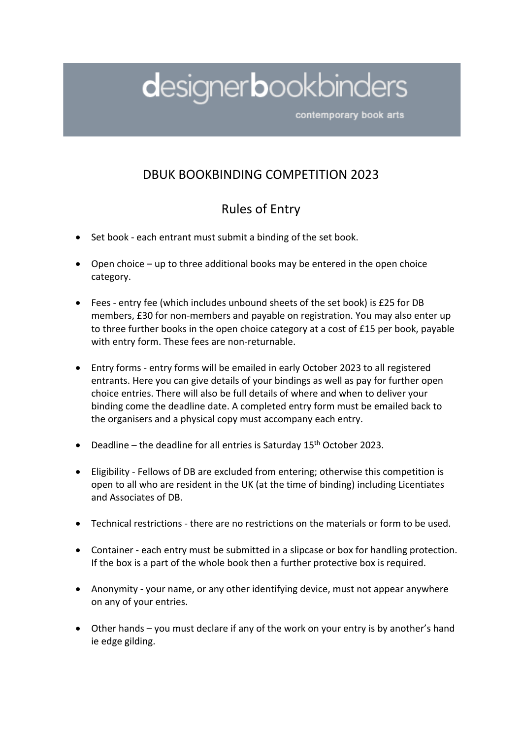designerbookbinders

contemporary book arts

# DBUK BOOKBINDING COMPETITION 2023

## Rules of Entry

- Set book - each entrant must submit a binding of the set book.
- Open choice – up to three additional books may be entered in the open choice category.
- Fees - entry fee (which includes unbound sheets of the set book) is £25 for DB members, £30 for non-members and payable on registration. You may also enter up to three further books in the open choice category at a cost of £15 per book, payable with entry form. These fees are non-returnable.
- Entry forms - entry forms will be emailed in early October 2023 to all registered entrants. Here you can give details of your bindings as well as pay for further open choice entries. There will also be full details of where and when to deliver your binding come the deadline date. A completed entry form must be emailed back to the organisers and a physical copy must accompany each entry.
- Deadline – the deadline for all entries is Saturday 15th October 2023.
- Eligibility - Fellows of DB are excluded from entering; otherwise this competition is open to all who are resident in the UK (at the time of binding) including Licentiates and Associates of DB.
- Technical restrictions - there are no restrictions on the materials or form to be used.
- Container - each entry must be submitted in a slipcase or box for handling protection. If the box is a part of the whole book then a further protective box is required.
- Anonymity - your name, or any other identifying device, must not appear anywhere on any of your entries.
- Other hands – you must declare if any of the work on your entry is by another's hand ie edge gilding.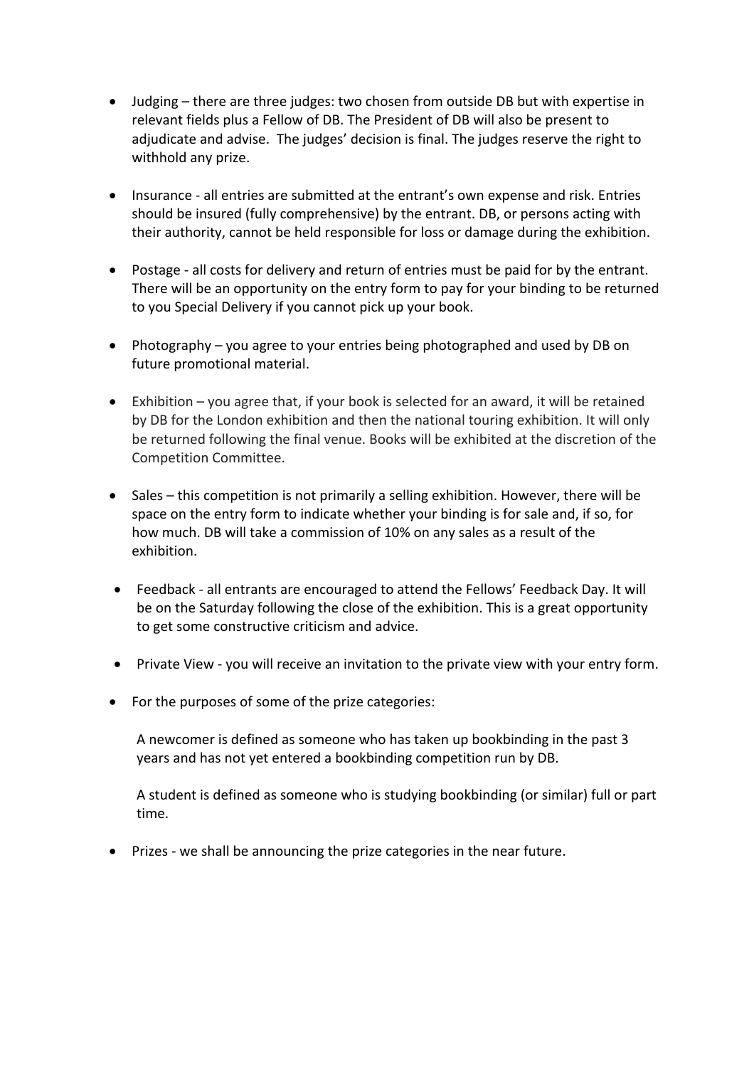- Judging – there are three judges: two chosen from outside DB but with expertise in relevant fields plus a Fellow of DB. The President of DB will also be present to adjudicate and advise. The judges' decision is final. The judges reserve the right to withhold any prize.

- Insurance - all entries are submitted at the entrant's own expense and risk. Entries should be insured (fully comprehensive) by the entrant. DB, or persons acting with their authority, cannot be held responsible for loss or damage during the exhibition.

- Postage - all costs for delivery and return of entries must be paid for by the entrant. There will be an opportunity on the entry form to pay for your binding to be returned to you Special Delivery if you cannot pick up your book.

- Photography – you agree to your entries being photographed and used by DB on future promotional material.

- Exhibition – you agree that, if your book is selected for an award, it will be retained by DB for the London exhibition and then the national touring exhibition. It will only be returned following the final venue. Books will be exhibited at the discretion of the Competition Committee.

- Sales – this competition is not primarily a selling exhibition. However, there will be space on the entry form to indicate whether your binding is for sale and, if so, for how much. DB will take a commission of 10% on any sales as a result of the exhibition.

- Feedback - all entrants are encouraged to attend the Fellows' Feedback Day. It will be on the Saturday following the close of the exhibition. This is a great opportunity to get some constructive criticism and advice.

- Private View - you will receive an invitation to the private view with your entry form.

- For the purposes of some of the prize categories:

  A newcomer is defined as someone who has taken up bookbinding in the past 3 years and has not yet entered a bookbinding competition run by DB.

  A student is defined as someone who is studying bookbinding (or similar) full or part time.

- Prizes - we shall be announcing the prize categories in the near future.